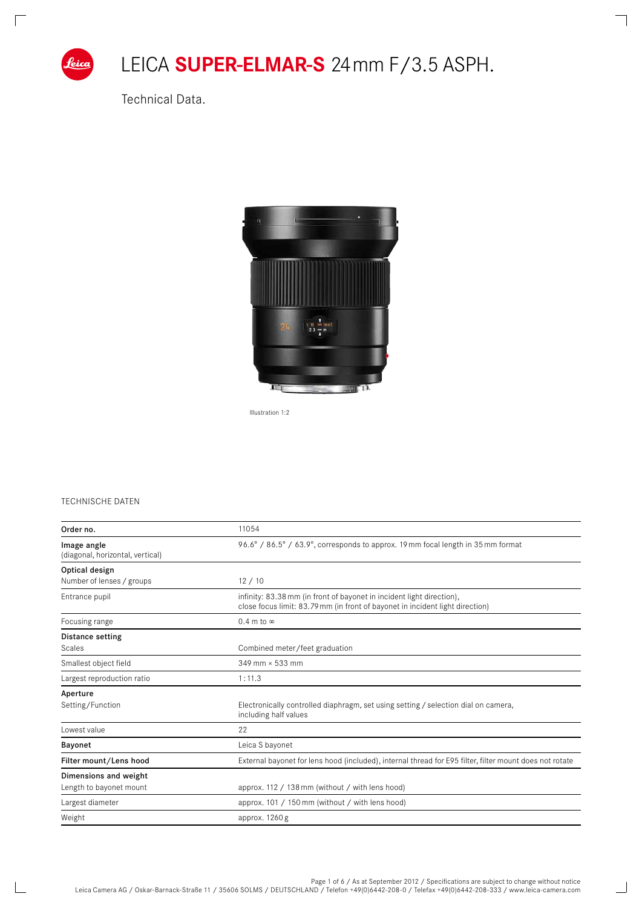# LEICA **SUPER-ELMAR-S** 24 mm F/3.5 ASPH.

Technical Data.

Illustration 1:2

TECHNISCHE DATEN

| | |
|---|---|
| **Order no.** | 11054 |
| **Image angle** (diagonal, horizontal, vertical) | 96.6° / 86.5° / 63.9°, corresponds to approx. 19 mm focal length in 35 mm format |
| **Optical design** | |
| Number of lenses / groups | 12 / 10 |
| Entrance pupil | infinity: 83.38 mm (in front of bayonet in incident light direction), close focus limit: 83.79 mm (in front of bayonet in incident light direction) |
| Focusing range | 0.4 m to ∞ |
| **Distance setting** | |
| Scales | Combined meter/feet graduation |
| Smallest object field | 349 mm × 533 mm |
| Largest reproduction ratio | 1 : 11.3 |
| **Aperture** | |
| Setting/Function | Electronically controlled diaphragm, set using setting / selection dial on camera, including half values |
| Lowest value | 22 |
| **Bayonet** | Leica S bayonet |
| **Filter mount/Lens hood** | External bayonet for lens hood (included), internal thread for E95 filter, filter mount does not rotate |
| **Dimensions and weight** | |
| Length to bayonet mount | approx. 112 / 138 mm (without / with lens hood) |
| Largest diameter | approx. 101 / 150 mm (without / with lens hood) |
| Weight | approx. 1260 g |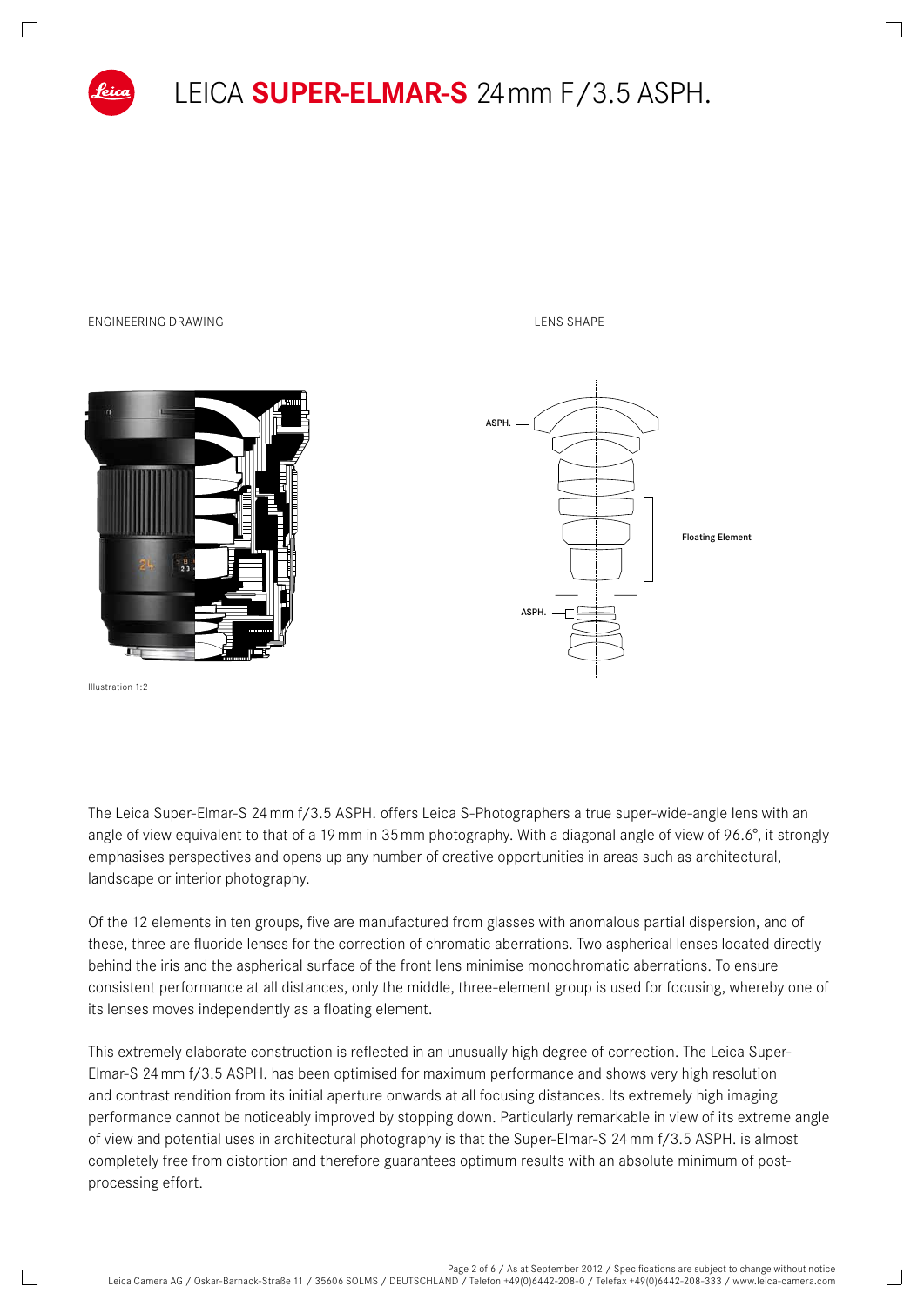# LEICA **SUPER-ELMAR-S** 24 mm F/3.5 ASPH.

ENGINEERING DRAWING

LENS SHAPE

ASPH.

Floating Element

ASPH.

Illustration 1:2

The Leica Super-Elmar-S 24 mm f/3.5 ASPH. offers Leica S-Photographers a true super-wide-angle lens with an angle of view equivalent to that of a 19 mm in 35 mm photography. With a diagonal angle of view of 96.6°, it strongly emphasises perspectives and opens up any number of creative opportunities in areas such as architectural, landscape or interior photography.

Of the 12 elements in ten groups, five are manufactured from glasses with anomalous partial dispersion, and of these, three are fluoride lenses for the correction of chromatic aberrations. Two aspherical lenses located directly behind the iris and the aspherical surface of the front lens minimise monochromatic aberrations. To ensure consistent performance at all distances, only the middle, three-element group is used for focusing, whereby one of its lenses moves independently as a floating element.

This extremely elaborate construction is reflected in an unusually high degree of correction. The Leica Super-Elmar-S 24 mm f/3.5 ASPH. has been optimised for maximum performance and shows very high resolution and contrast rendition from its initial aperture onwards at all focusing distances. Its extremely high imaging performance cannot be noticeably improved by stopping down. Particularly remarkable in view of its extreme angle of view and potential uses in architectural photography is that the Super-Elmar-S 24 mm f/3.5 ASPH. is almost completely free from distortion and therefore guarantees optimum results with an absolute minimum of post-processing effort.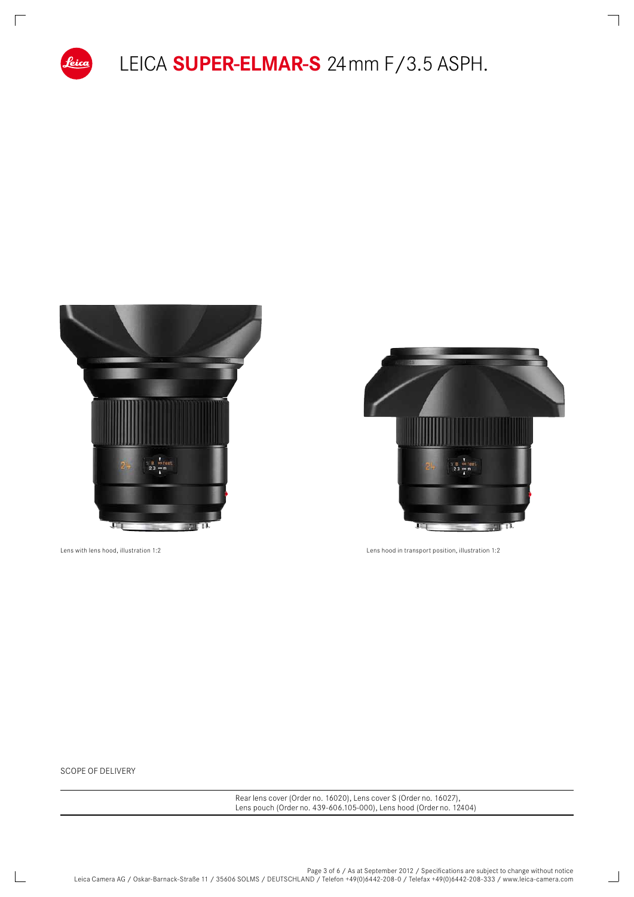# LEICA **SUPER-ELMAR-S** 24 mm F/3.5 ASPH.

Lens with lens hood, illustration 1:2

Lens hood in transport position, illustration 1:2

SCOPE OF DELIVERY

Rear lens cover (Order no. 16020), Lens cover S (Order no. 16027), Lens pouch (Order no. 439-606.105-000), Lens hood (Order no. 12404)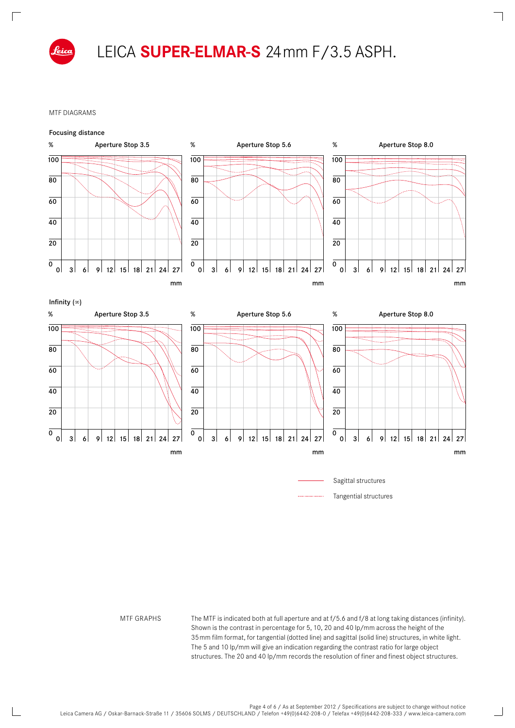# LEICA **SUPER-ELMAR-S** 24 mm F/3.5 ASPH.

MTF DIAGRAMS

**Focusing distance**

**Aperture Stop 3.5** | **Aperture Stop 5.6** | **Aperture Stop 8.0**

**Infinity (∞)**

**Aperture Stop 3.5** | **Aperture Stop 5.6** | **Aperture Stop 8.0**

Sagittal structures

Tangential structures

MTF GRAPHS

The MTF is indicated both at full aperture and at f/5.6 and f/8 at long taking distances (infinity). Shown is the contrast in percentage for 5, 10, 20 and 40 lp/mm across the height of the 35 mm film format, for tangential (dotted line) and sagittal (solid line) structures, in white light. The 5 and 10 lp/mm will give an indication regarding the contrast ratio for large object structures. The 20 and 40 lp/mm records the resolution of finer and finest object structures.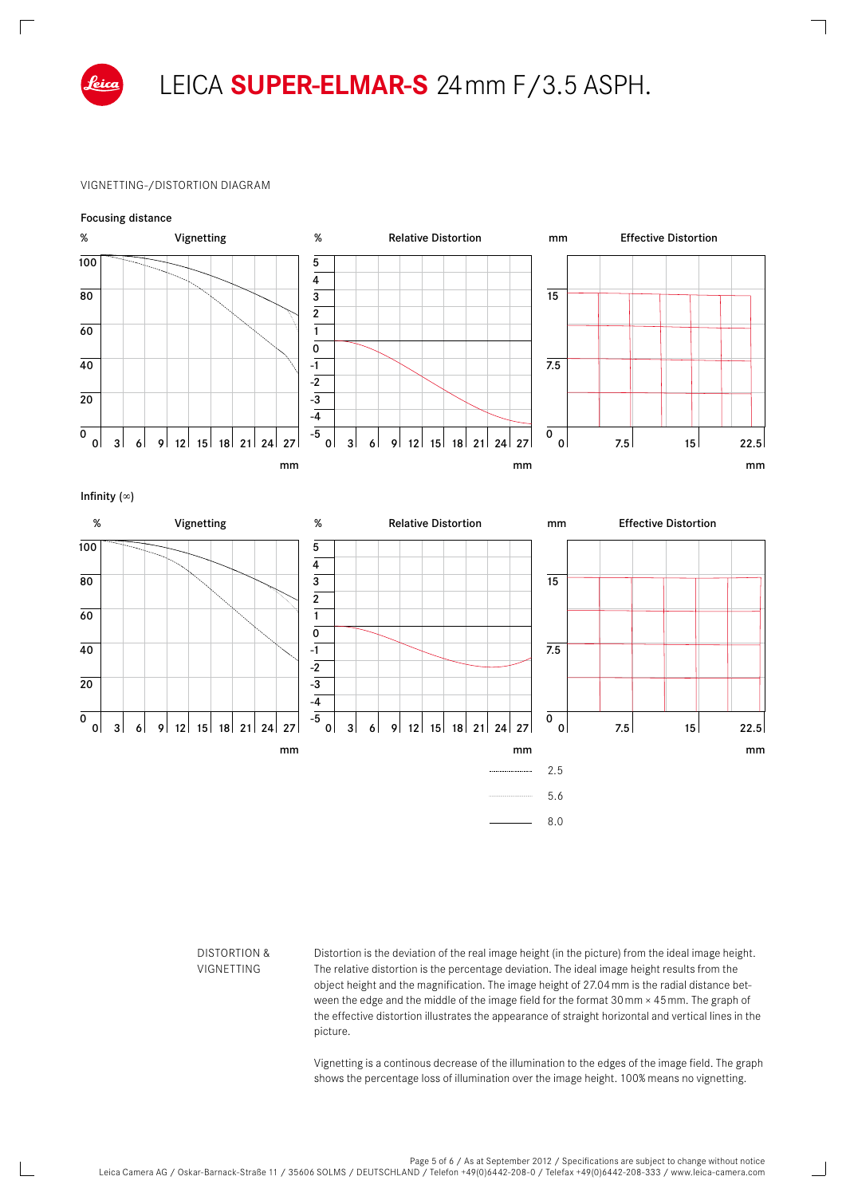# LEICA **SUPER-ELMAR-S** 24 mm F/3.5 ASPH.

VIGNETTING-/DISTORTION DIAGRAM

**Focusing distance**

Vignetting — Relative Distortion — Effective Distortion

**Infinity (∞)**

Vignetting — Relative Distortion — Effective Distortion

2.5
5.6
8.0

DISTORTION & VIGNETTING

Distortion is the deviation of the real image height (in the picture) from the ideal image height. The relative distortion is the percentage deviation. The ideal image height results from the object height and the magnification. The image height of 27.04 mm is the radial distance between the edge and the middle of the image field for the format 30 mm × 45 mm. The graph of the effective distortion illustrates the appearance of straight horizontal and vertical lines in the picture.

Vignetting is a continous decrease of the illumination to the edges of the image field. The graph shows the percentage loss of illumination over the image height. 100% means no vignetting.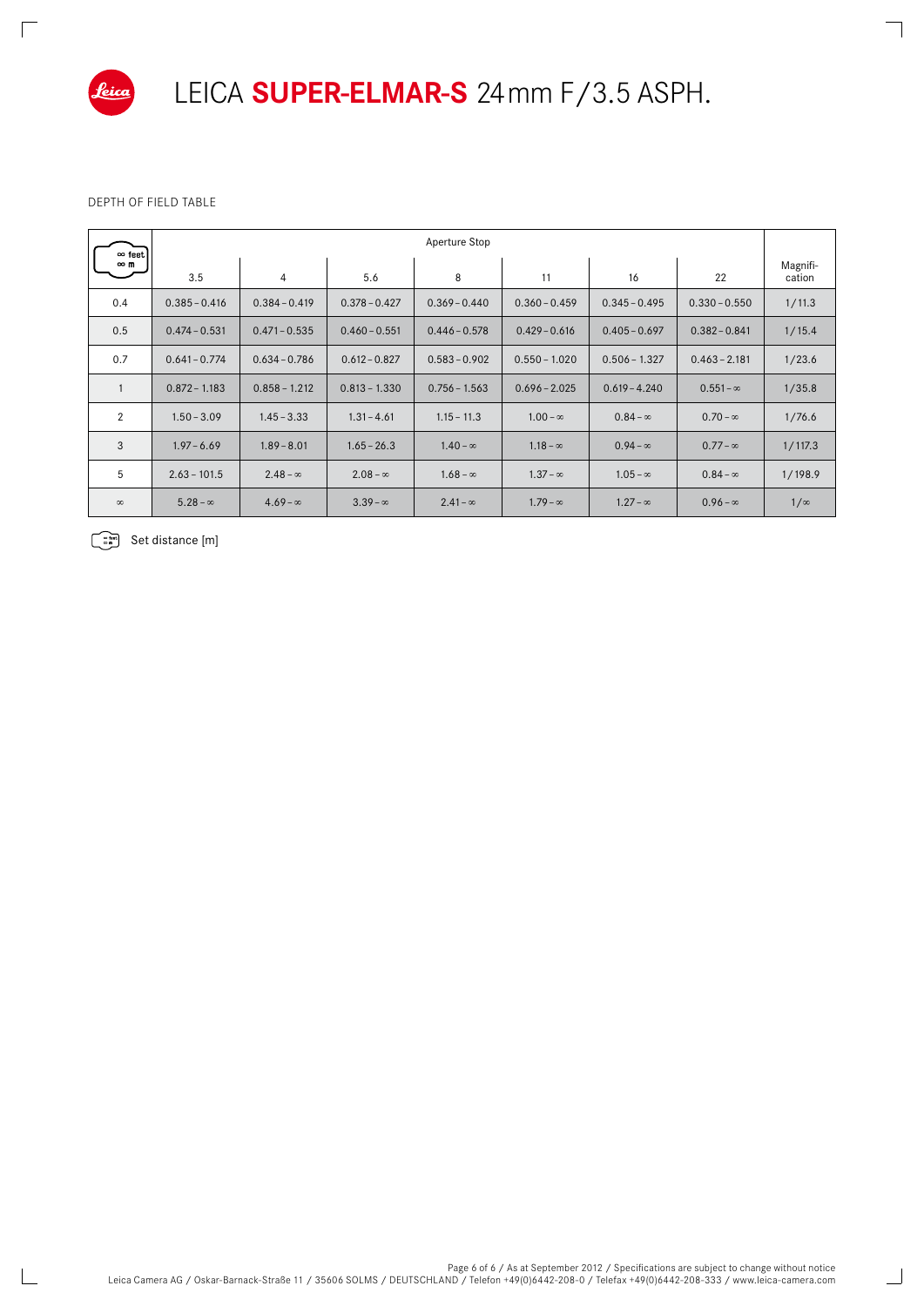# LEICA **SUPER-ELMAR-S** 24 mm F/3.5 ASPH.

DEPTH OF FIELD TABLE

| ∞ feet / ∞ m | Aperture Stop | | | | | | | |
|---|---|---|---|---|---|---|---|---|
| | 3.5 | 4 | 5.6 | 8 | 11 | 16 | 22 | Magnifi-cation |
| 0.4 | 0.385 – 0.416 | 0.384 – 0.419 | 0.378 – 0.427 | 0.369 – 0.440 | 0.360 – 0.459 | 0.345 – 0.495 | 0.330 – 0.550 | 1/11.3 |
| 0.5 | 0.474 – 0.531 | 0.471 – 0.535 | 0.460 – 0.551 | 0.446 – 0.578 | 0.429 – 0.616 | 0.405 – 0.697 | 0.382 – 0.841 | 1/15.4 |
| 0.7 | 0.641 – 0.774 | 0.634 – 0.786 | 0.612 – 0.827 | 0.583 – 0.902 | 0.550 – 1.020 | 0.506 – 1.327 | 0.463 – 2.181 | 1/23.6 |
| 1 | 0.872 – 1.183 | 0.858 – 1.212 | 0.813 – 1.330 | 0.756 – 1.563 | 0.696 – 2.025 | 0.619 – 4.240 | 0.551 – ∞ | 1/35.8 |
| 2 | 1.50 – 3.09 | 1.45 – 3.33 | 1.31 – 4.61 | 1.15 – 11.3 | 1.00 – ∞ | 0.84 – ∞ | 0.70 – ∞ | 1/76.6 |
| 3 | 1.97 – 6.69 | 1.89 – 8.01 | 1.65 – 26.3 | 1.40 – ∞ | 1.18 – ∞ | 0.94 – ∞ | 0.77 – ∞ | 1/117.3 |
| 5 | 2.63 – 101.5 | 2.48 – ∞ | 2.08 – ∞ | 1.68 – ∞ | 1.37 – ∞ | 1.05 – ∞ | 0.84 – ∞ | 1/198.9 |
| ∞ | 5.28 – ∞ | 4.69 – ∞ | 3.39 – ∞ | 2.41 – ∞ | 1.79 – ∞ | 1.27 – ∞ | 0.96 – ∞ | 1/∞ |

Set distance [m]

As at September 2012 / Specifications are subject to change without notice
Leica Camera AG / Oskar-Barnack-Straße 11 / 35606 SOLMS / DEUTSCHLAND / Telefon +49(0)6442-208-0 / Telefax +49(0)6442-208-333 / www.leica-camera.com